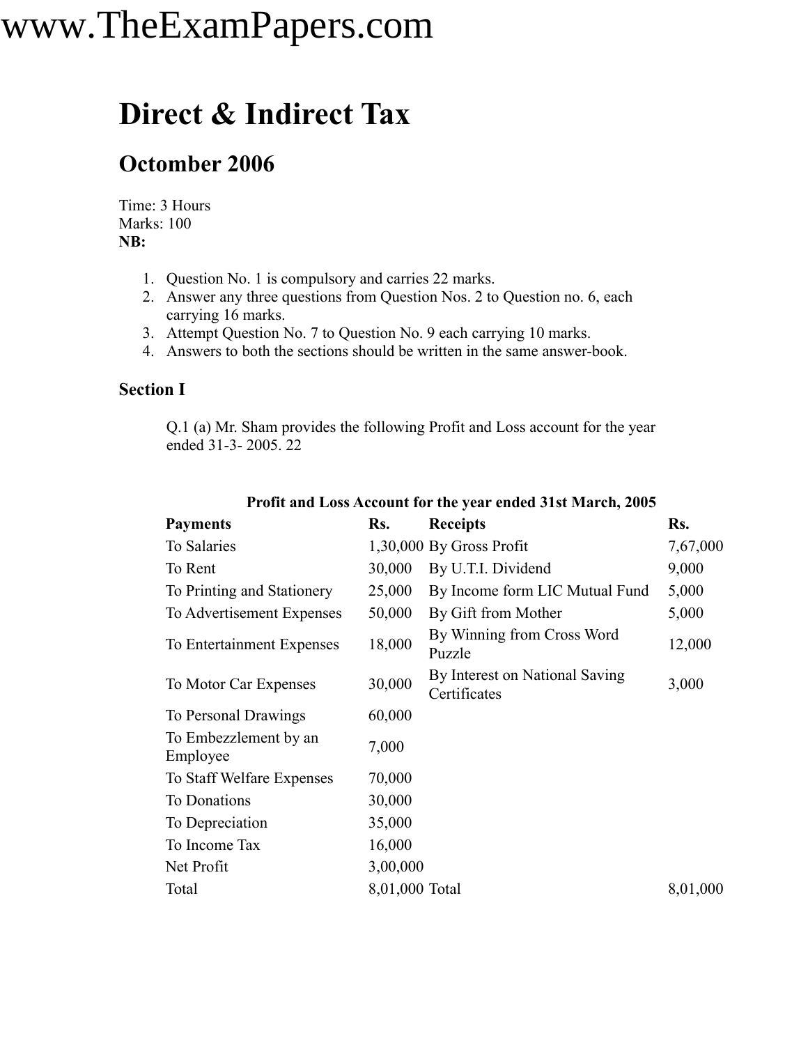www.TheExamPapers.com

# Direct & Indirect Tax

## Octomber 2006

Time: 3 Hours
Marks: 100
**NB:**

1. Question No. 1 is compulsory and carries 22 marks.
2. Answer any three questions from Question Nos. 2 to Question no. 6, each carrying 16 marks.
3. Attempt Question No. 7 to Question No. 9 each carrying 10 marks.
4. Answers to both the sections should be written in the same answer-book.

### Section I

Q.1 (a) Mr. Sham provides the following Profit and Loss account for the year ended 31-3- 2005. 22

**Profit and Loss Account for the year ended 31st March, 2005**

| Payments | Rs. | Receipts | Rs. |
|---|---|---|---|
| To Salaries | 1,30,000 | By Gross Profit | 7,67,000 |
| To Rent | 30,000 | By U.T.I. Dividend | 9,000 |
| To Printing and Stationery | 25,000 | By Income form LIC Mutual Fund | 5,000 |
| To Advertisement Expenses | 50,000 | By Gift from Mother | 5,000 |
| To Entertainment Expenses | 18,000 | By Winning from Cross Word Puzzle | 12,000 |
| To Motor Car Expenses | 30,000 | By Interest on National Saving Certificates | 3,000 |
| To Personal Drawings | 60,000 | | |
| To Embezzlement by an Employee | 7,000 | | |
| To Staff Welfare Expenses | 70,000 | | |
| To Donations | 30,000 | | |
| To Depreciation | 35,000 | | |
| To Income Tax | 16,000 | | |
| Net Profit | 3,00,000 | | |
| Total | 8,01,000 | Total | 8,01,000 |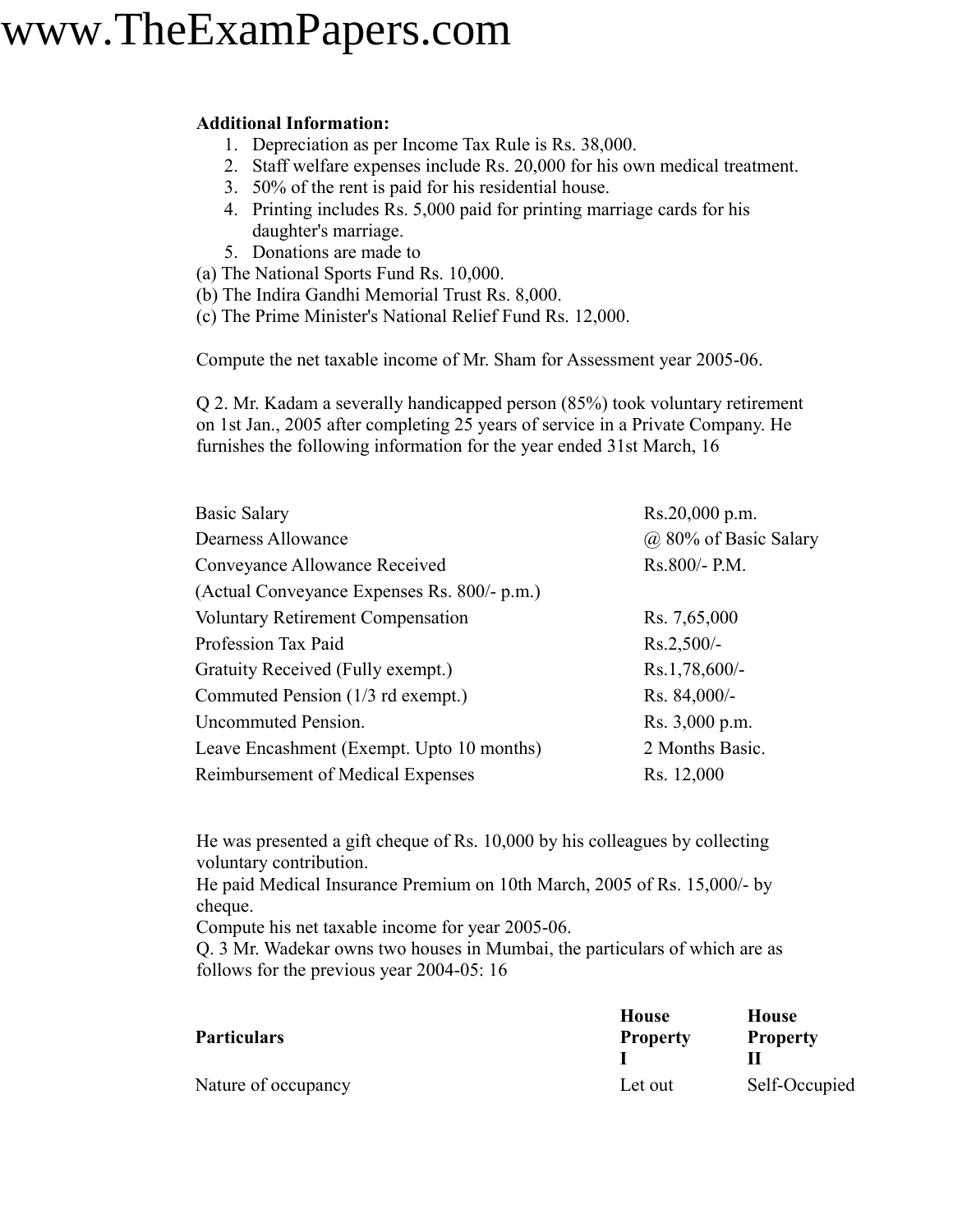**Additional Information:**

1. Depreciation as per Income Tax Rule is Rs. 38,000.
2. Staff welfare expenses include Rs. 20,000 for his own medical treatment.
3. 50% of the rent is paid for his residential house.
4. Printing includes Rs. 5,000 paid for printing marriage cards for his daughter's marriage.
5. Donations are made to

(a) The National Sports Fund Rs. 10,000.
(b) The Indira Gandhi Memorial Trust Rs. 8,000.
(c) The Prime Minister's National Relief Fund Rs. 12,000.

Compute the net taxable income of Mr. Sham for Assessment year 2005-06.

Q 2. Mr. Kadam a severally handicapped person (85%) took voluntary retirement on 1st Jan., 2005 after completing 25 years of service in a Private Company. He furnishes the following information for the year ended 31st March, 16

| | |
|---|---|
| Basic Salary | Rs.20,000 p.m. |
| Dearness Allowance | @ 80% of Basic Salary |
| Conveyance Allowance Received | Rs.800/- P.M. |
| (Actual Conveyance Expenses Rs. 800/- p.m.) | |
| Voluntary Retirement Compensation | Rs. 7,65,000 |
| Profession Tax Paid | Rs.2,500/- |
| Gratuity Received (Fully exempt.) | Rs.1,78,600/- |
| Commuted Pension (1/3 rd exempt.) | Rs. 84,000/- |
| Uncommuted Pension. | Rs. 3,000 p.m. |
| Leave Encashment (Exempt. Upto 10 months) | 2 Months Basic. |
| Reimbursement of Medical Expenses | Rs. 12,000 |

He was presented a gift cheque of Rs. 10,000 by his colleagues by collecting voluntary contribution.
He paid Medical Insurance Premium on 10th March, 2005 of Rs. 15,000/- by cheque.
Compute his net taxable income for year 2005-06.

Q. 3 Mr. Wadekar owns two houses in Mumbai, the particulars of which are as follows for the previous year 2004-05: 16

| **Particulars** | **House Property I** | **House Property II** |
|---|---|---|
| Nature of occupancy | Let out | Self-Occupied |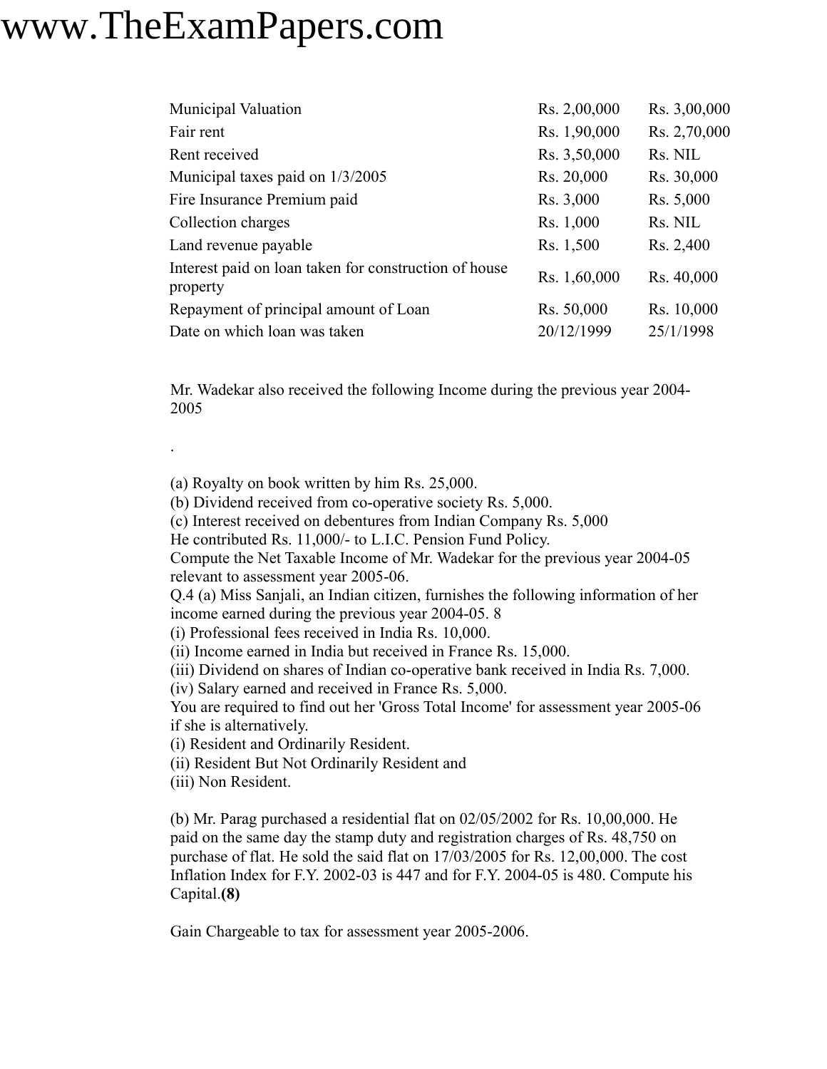| | | |
|---|---|---|
| Municipal Valuation | Rs. 2,00,000 | Rs. 3,00,000 |
| Fair rent | Rs. 1,90,000 | Rs. 2,70,000 |
| Rent received | Rs. 3,50,000 | Rs. NIL |
| Municipal taxes paid on 1/3/2005 | Rs. 20,000 | Rs. 30,000 |
| Fire Insurance Premium paid | Rs. 3,000 | Rs. 5,000 |
| Collection charges | Rs. 1,000 | Rs. NIL |
| Land revenue payable | Rs. 1,500 | Rs. 2,400 |
| Interest paid on loan taken for construction of house property | Rs. 1,60,000 | Rs. 40,000 |
| Repayment of principal amount of Loan | Rs. 50,000 | Rs. 10,000 |
| Date on which loan was taken | 20/12/1999 | 25/1/1998 |

Mr. Wadekar also received the following Income during the previous year 2004-2005

.

(a) Royalty on book written by him Rs. 25,000.
(b) Dividend received from co-operative society Rs. 5,000.
(c) Interest received on debentures from Indian Company Rs. 5,000
He contributed Rs. 11,000/- to L.I.C. Pension Fund Policy.
Compute the Net Taxable Income of Mr. Wadekar for the previous year 2004-05 relevant to assessment year 2005-06.

Q.4 (a) Miss Sanjali, an Indian citizen, furnishes the following information of her income earned during the previous year 2004-05. 8
(i) Professional fees received in India Rs. 10,000.
(ii) Income earned in India but received in France Rs. 15,000.
(iii) Dividend on shares of Indian co-operative bank received in India Rs. 7,000.
(iv) Salary earned and received in France Rs. 5,000.
You are required to find out her 'Gross Total Income' for assessment year 2005-06 if she is alternatively.
(i) Resident and Ordinarily Resident.
(ii) Resident But Not Ordinarily Resident and
(iii) Non Resident.

(b) Mr. Parag purchased a residential flat on 02/05/2002 for Rs. 10,00,000. He paid on the same day the stamp duty and registration charges of Rs. 48,750 on purchase of flat. He sold the said flat on 17/03/2005 for Rs. 12,00,000. The cost Inflation Index for F.Y. 2002-03 is 447 and for F.Y. 2004-05 is 480. Compute his Capital.**(8)**

Gain Chargeable to tax for assessment year 2005-2006.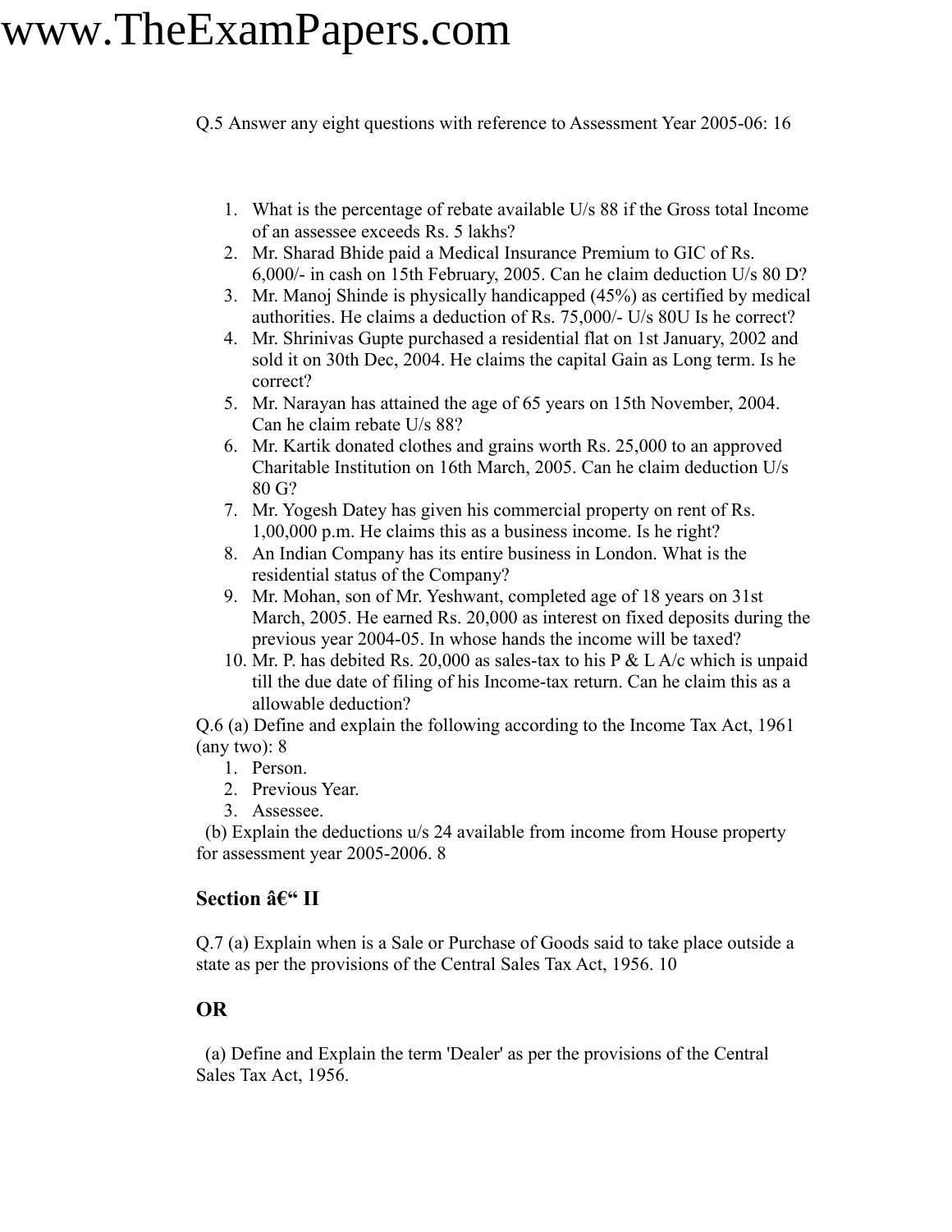Q.5 Answer any eight questions with reference to Assessment Year 2005-06: 16

1. What is the percentage of rebate available U/s 88 if the Gross total Income of an assessee exceeds Rs. 5 lakhs?
2. Mr. Sharad Bhide paid a Medical Insurance Premium to GIC of Rs. 6,000/- in cash on 15th February, 2005. Can he claim deduction U/s 80 D?
3. Mr. Manoj Shinde is physically handicapped (45%) as certified by medical authorities. He claims a deduction of Rs. 75,000/- U/s 80U Is he correct?
4. Mr. Shrinivas Gupte purchased a residential flat on 1st January, 2002 and sold it on 30th Dec, 2004. He claims the capital Gain as Long term. Is he correct?
5. Mr. Narayan has attained the age of 65 years on 15th November, 2004. Can he claim rebate U/s 88?
6. Mr. Kartik donated clothes and grains worth Rs. 25,000 to an approved Charitable Institution on 16th March, 2005. Can he claim deduction U/s 80 G?
7. Mr. Yogesh Datey has given his commercial property on rent of Rs. 1,00,000 p.m. He claims this as a business income. Is he right?
8. An Indian Company has its entire business in London. What is the residential status of the Company?
9. Mr. Mohan, son of Mr. Yeshwant, completed age of 18 years on 31st March, 2005. He earned Rs. 20,000 as interest on fixed deposits during the previous year 2004-05. In whose hands the income will be taxed?
10. Mr. P. has debited Rs. 20,000 as sales-tax to his P & L A/c which is unpaid till the due date of filing of his Income-tax return. Can he claim this as a allowable deduction?

Q.6 (a) Define and explain the following according to the Income Tax Act, 1961 (any two): 8

1. Person.
2. Previous Year.
3. Assessee.

(b) Explain the deductions u/s 24 available from income from House property for assessment year 2005-2006. 8

### Section â€“ II

Q.7 (a) Explain when is a Sale or Purchase of Goods said to take place outside a state as per the provisions of the Central Sales Tax Act, 1956. 10

### OR

(a) Define and Explain the term 'Dealer' as per the provisions of the Central Sales Tax Act, 1956.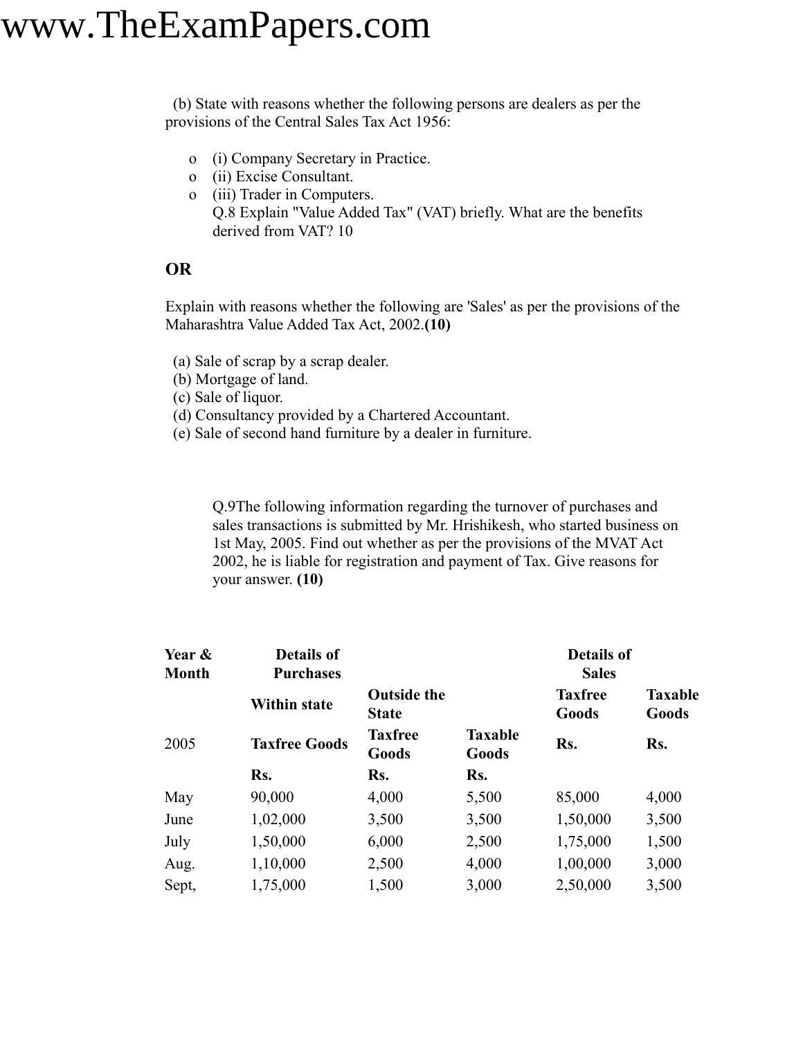(b) State with reasons whether the following persons are dealers as per the provisions of the Central Sales Tax Act 1956:

- (i) Company Secretary in Practice.
- (ii) Excise Consultant.
- (iii) Trader in Computers.

Q.8 Explain "Value Added Tax" (VAT) briefly. What are the benefits derived from VAT? 10

**OR**

Explain with reasons whether the following are 'Sales' as per the provisions of the Maharashtra Value Added Tax Act, 2002.**(10)**

(a) Sale of scrap by a scrap dealer.
(b) Mortgage of land.
(c) Sale of liquor.
(d) Consultancy provided by a Chartered Accountant.
(e) Sale of second hand furniture by a dealer in furniture.

Q.9The following information regarding the turnover of purchases and sales transactions is submitted by Mr. Hrishikesh, who started business on 1st May, 2005. Find out whether as per the provisions of the MVAT Act 2002, he is liable for registration and payment of Tax. Give reasons for your answer. **(10)**

| **Year & Month** | **Details of Purchases** | | | **Details of Sales** | |
|---|---|---|---|---|---|
| | **Within state** | **Outside the State** | | **Taxfree Goods** | **Taxable Goods** |
| 2005 | **Taxfree Goods** | **Taxfree Goods** | **Taxable Goods** | **Rs.** | **Rs.** |
| | **Rs.** | **Rs.** | **Rs.** | | |
| May | 90,000 | 4,000 | 5,500 | 85,000 | 4,000 |
| June | 1,02,000 | 3,500 | 3,500 | 1,50,000 | 3,500 |
| July | 1,50,000 | 6,000 | 2,500 | 1,75,000 | 1,500 |
| Aug. | 1,10,000 | 2,500 | 4,000 | 1,00,000 | 3,000 |
| Sept, | 1,75,000 | 1,500 | 3,000 | 2,50,000 | 3,500 |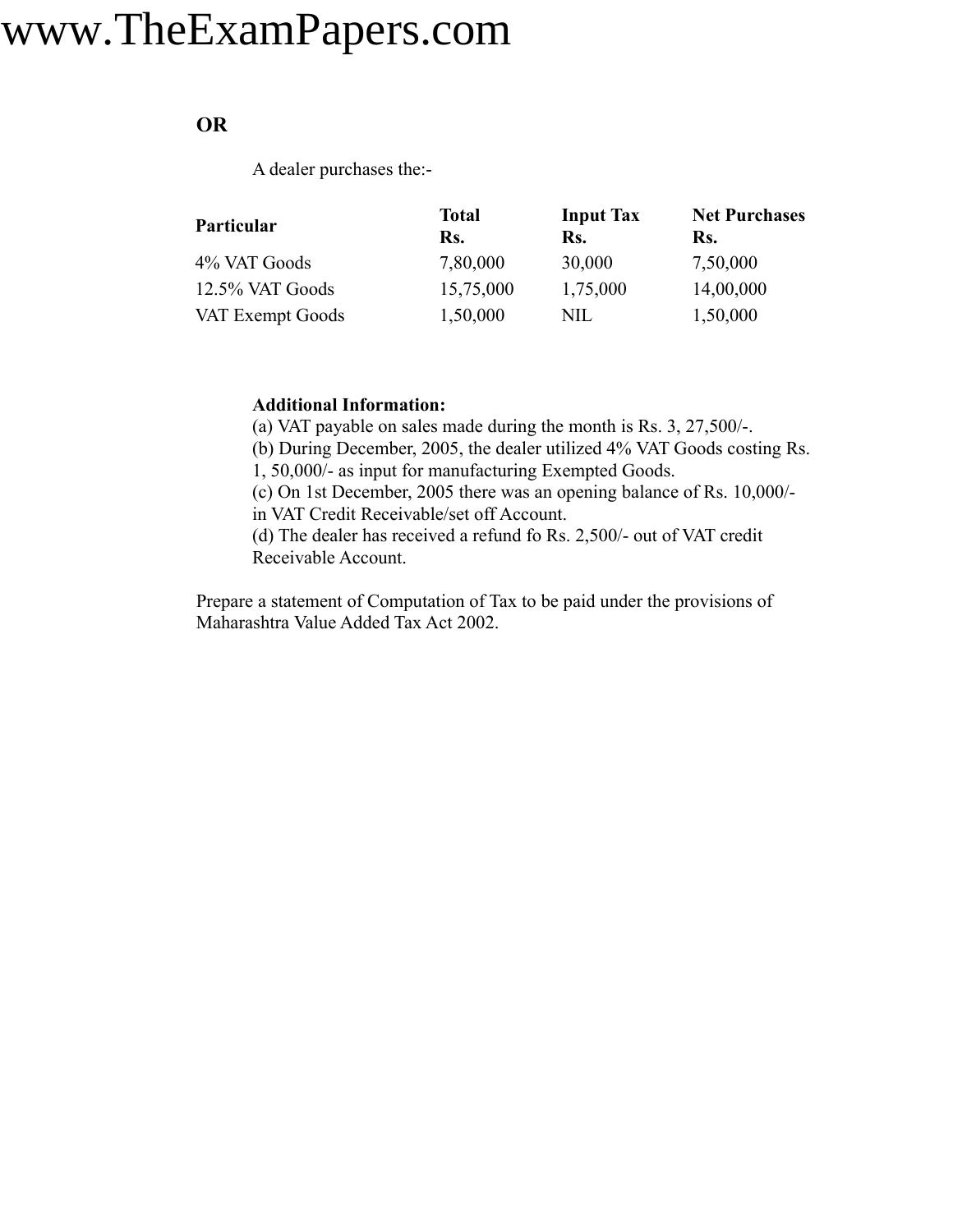**OR**

A dealer purchases the:-

| Particular | Total Rs. | Input Tax Rs. | Net Purchases Rs. |
|---|---|---|---|
| 4% VAT Goods | 7,80,000 | 30,000 | 7,50,000 |
| 12.5% VAT Goods | 15,75,000 | 1,75,000 | 14,00,000 |
| VAT Exempt Goods | 1,50,000 | NIL | 1,50,000 |

**Additional Information:**

(a) VAT payable on sales made during the month is Rs. 3, 27,500/-.

(b) During December, 2005, the dealer utilized 4% VAT Goods costing Rs. 1, 50,000/- as input for manufacturing Exempted Goods.

(c) On 1st December, 2005 there was an opening balance of Rs. 10,000/- in VAT Credit Receivable/set off Account.

(d) The dealer has received a refund fo Rs. 2,500/- out of VAT credit Receivable Account.

Prepare a statement of Computation of Tax to be paid under the provisions of Maharashtra Value Added Tax Act 2002.